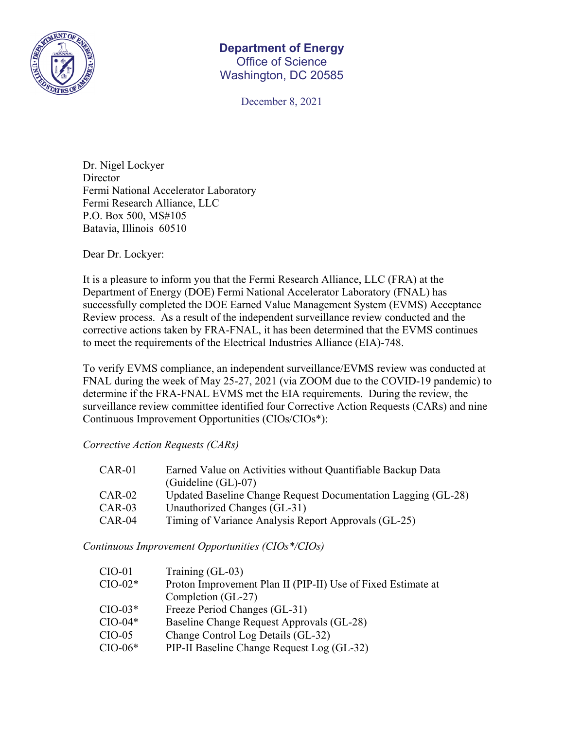**Department of Energy**
Office of Science
Washington, DC 20585

December 8, 2021

Dr. Nigel Lockyer
Director
Fermi National Accelerator Laboratory
Fermi Research Alliance, LLC
P.O. Box 500, MS#105
Batavia, Illinois 60510

Dear Dr. Lockyer:

It is a pleasure to inform you that the Fermi Research Alliance, LLC (FRA) at the Department of Energy (DOE) Fermi National Accelerator Laboratory (FNAL) has successfully completed the DOE Earned Value Management System (EVMS) Acceptance Review process. As a result of the independent surveillance review conducted and the corrective actions taken by FRA-FNAL, it has been determined that the EVMS continues to meet the requirements of the Electrical Industries Alliance (EIA)-748.

To verify EVMS compliance, an independent surveillance/EVMS review was conducted at FNAL during the week of May 25-27, 2021 (via ZOOM due to the COVID-19 pandemic) to determine if the FRA-FNAL EVMS met the EIA requirements. During the review, the surveillance review committee identified four Corrective Action Requests (CARs) and nine Continuous Improvement Opportunities (CIOs/CIOs*):

*Corrective Action Requests (CARs)*

| | |
|---|---|
| CAR-01 | Earned Value on Activities without Quantifiable Backup Data (Guideline (GL)-07) |
| CAR-02 | Updated Baseline Change Request Documentation Lagging (GL-28) |
| CAR-03 | Unauthorized Changes (GL-31) |
| CAR-04 | Timing of Variance Analysis Report Approvals (GL-25) |

*Continuous Improvement Opportunities (CIOs*/CIOs)*

| | |
|---|---|
| CIO-01 | Training (GL-03) |
| CIO-02* | Proton Improvement Plan II (PIP-II) Use of Fixed Estimate at Completion (GL-27) |
| CIO-03* | Freeze Period Changes (GL-31) |
| CIO-04* | Baseline Change Request Approvals (GL-28) |
| CIO-05 | Change Control Log Details (GL-32) |
| CIO-06* | PIP-II Baseline Change Request Log (GL-32) |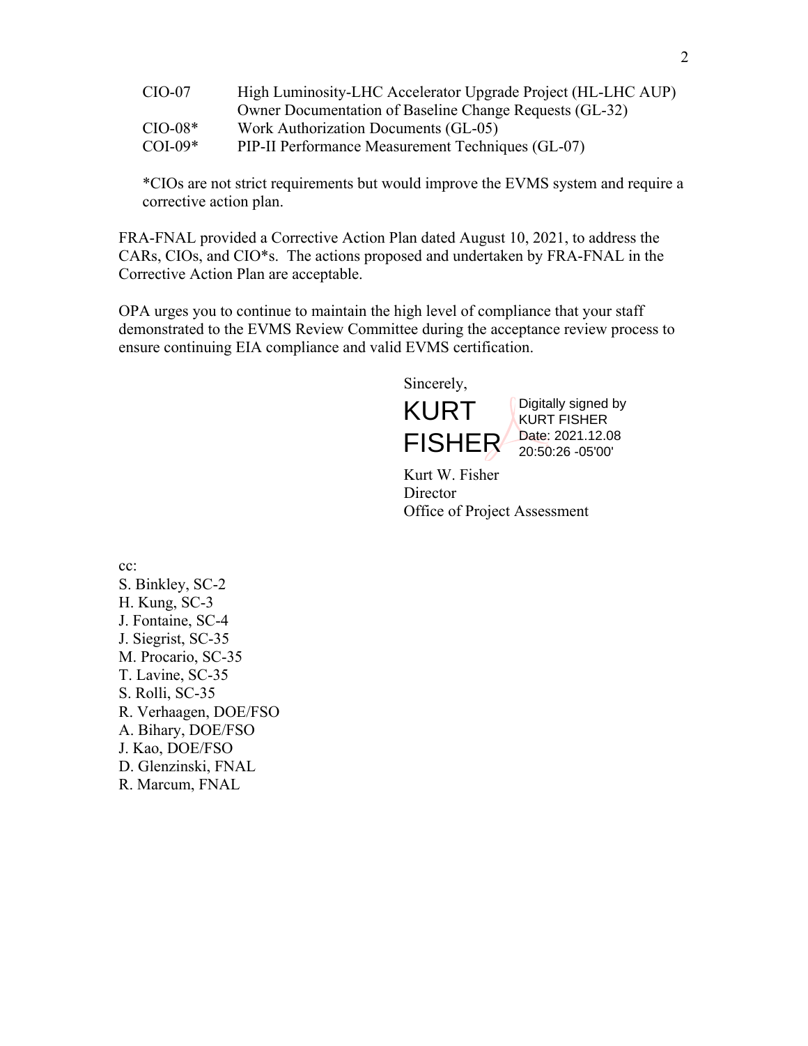| | |
|---|---|
| CIO-07 | High Luminosity-LHC Accelerator Upgrade Project (HL-LHC AUP) Owner Documentation of Baseline Change Requests (GL-32) |
| CIO-08* | Work Authorization Documents (GL-05) |
| COI-09* | PIP-II Performance Measurement Techniques (GL-07) |

*CIOs are not strict requirements but would improve the EVMS system and require a corrective action plan.

FRA-FNAL provided a Corrective Action Plan dated August 10, 2021, to address the CARs, CIOs, and CIO*s. The actions proposed and undertaken by FRA-FNAL in the Corrective Action Plan are acceptable.

OPA urges you to continue to maintain the high level of compliance that your staff demonstrated to the EVMS Review Committee during the acceptance review process to ensure continuing EIA compliance and valid EVMS certification.

Sincerely,

KURT FISHER

Digitally signed by KURT FISHER
Date: 2021.12.08 20:50:26 -05'00'

Kurt W. Fisher
Director
Office of Project Assessment

cc:
S. Binkley, SC-2
H. Kung, SC-3
J. Fontaine, SC-4
J. Siegrist, SC-35
M. Procario, SC-35
T. Lavine, SC-35
S. Rolli, SC-35
R. Verhaagen, DOE/FSO
A. Bihary, DOE/FSO
J. Kao, DOE/FSO
D. Glenzinski, FNAL
R. Marcum, FNAL